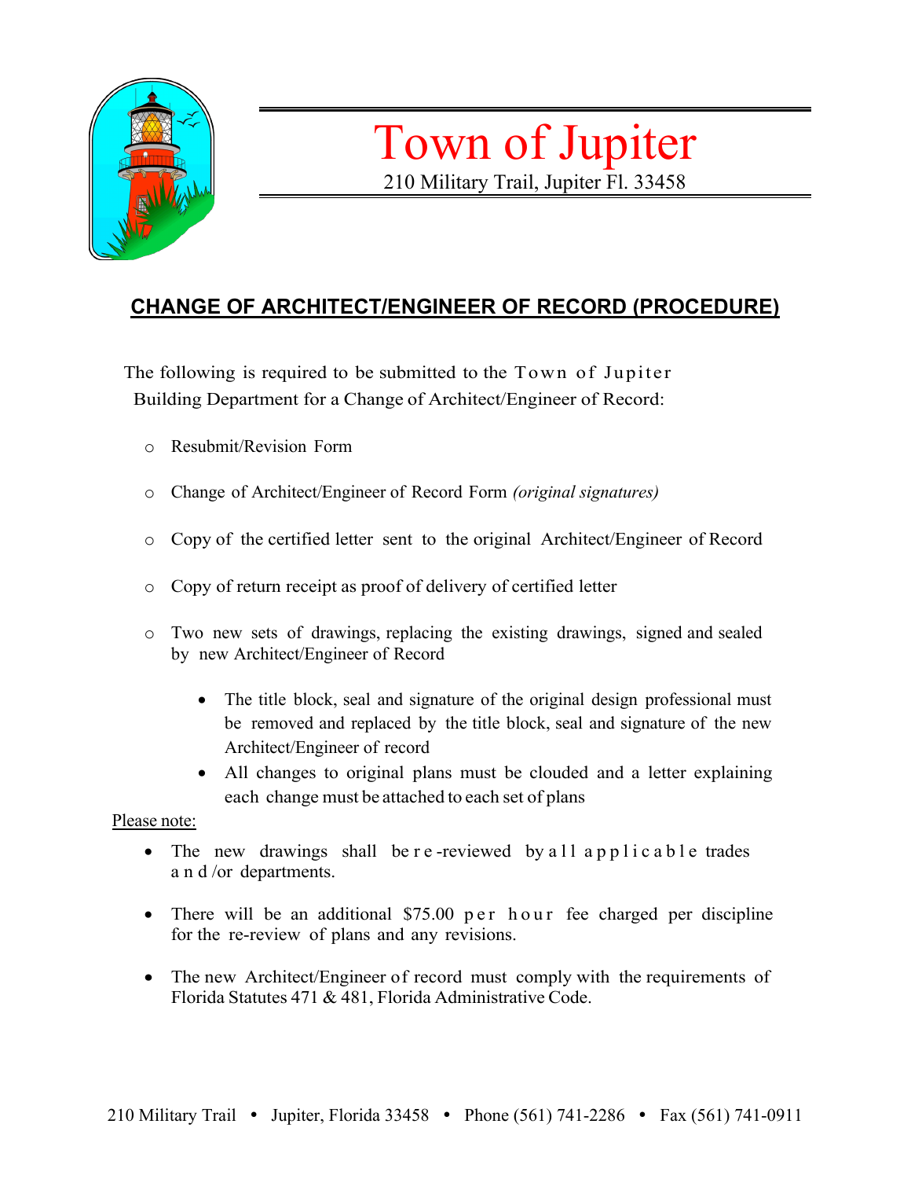# Town of Jupiter

210 Military Trail, Jupiter Fl. 33458

## CHANGE OF ARCHITECT/ENGINEER OF RECORD (PROCEDURE)

The following is required to be submitted to the Town of Jupiter Building Department for a Change of Architect/Engineer of Record:

- Resubmit/Revision Form
- Change of Architect/Engineer of Record Form *(original signatures)*
- Copy of the certified letter sent to the original Architect/Engineer of Record
- Copy of return receipt as proof of delivery of certified letter
- Two new sets of drawings, replacing the existing drawings, signed and sealed by new Architect/Engineer of Record
  - The title block, seal and signature of the original design professional must be removed and replaced by the title block, seal and signature of the new Architect/Engineer of record
  - All changes to original plans must be clouded and a letter explaining each change must be attached to each set of plans

Please note:

- The new drawings shall be re-reviewed by all applicable trades and/or departments.
- There will be an additional $75.00 per hour fee charged per discipline for the re-review of plans and any revisions.
- The new Architect/Engineer of record must comply with the requirements of Florida Statutes 471 & 481, Florida Administrative Code.

210 Military Trail • Jupiter, Florida 33458 • Phone (561) 741-2286 • Fax (561) 741-0911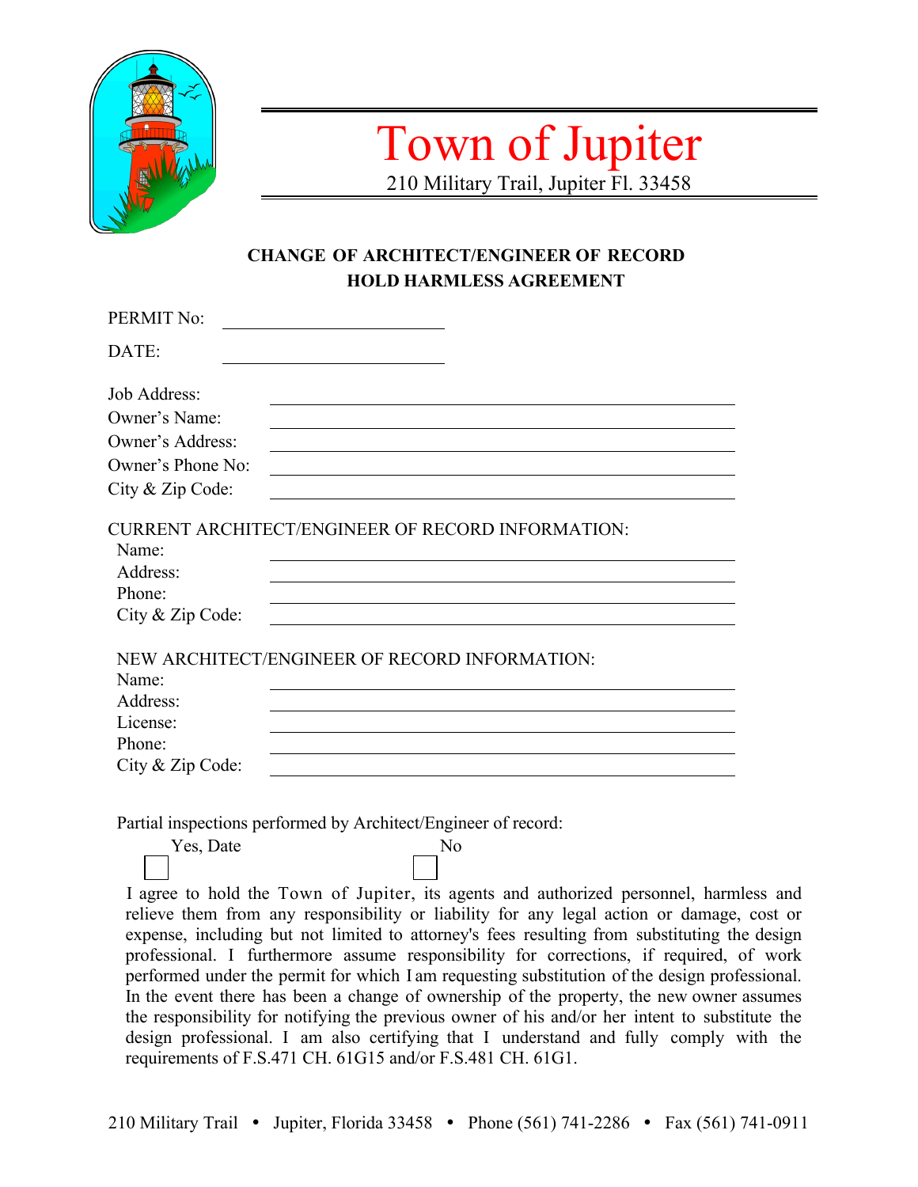# Town of Jupiter

210 Military Trail, Jupiter Fl. 33458

## CHANGE OF ARCHITECT/ENGINEER OF RECORD
## HOLD HARMLESS AGREEMENT

PERMIT No: ______________________

DATE: ______________________

Job Address: ______________________

Owner's Name: ______________________

Owner's Address: ______________________

Owner's Phone No: ______________________

City & Zip Code: ______________________

CURRENT ARCHITECT/ENGINEER OF RECORD INFORMATION:

Name: ______________________

Address: ______________________

Phone: ______________________

City & Zip Code: ______________________

NEW ARCHITECT/ENGINEER OF RECORD INFORMATION:

Name: ______________________

Address: ______________________

License: ______________________

Phone: ______________________

City & Zip Code: ______________________

Partial inspections performed by Architect/Engineer of record:

☐ Yes, Date ☐ No

I agree to hold the Town of Jupiter, its agents and authorized personnel, harmless and relieve them from any responsibility or liability for any legal action or damage, cost or expense, including but not limited to attorney's fees resulting from substituting the design professional. I furthermore assume responsibility for corrections, if required, of work performed under the permit for which I am requesting substitution of the design professional. In the event there has been a change of ownership of the property, the new owner assumes the responsibility for notifying the previous owner of his and/or her intent to substitute the design professional. I am also certifying that I understand and fully comply with the requirements of F.S.471 CH. 61G15 and/or F.S.481 CH. 61G1.

210 Military Trail • Jupiter, Florida 33458 • Phone (561) 741-2286 • Fax (561) 741-0911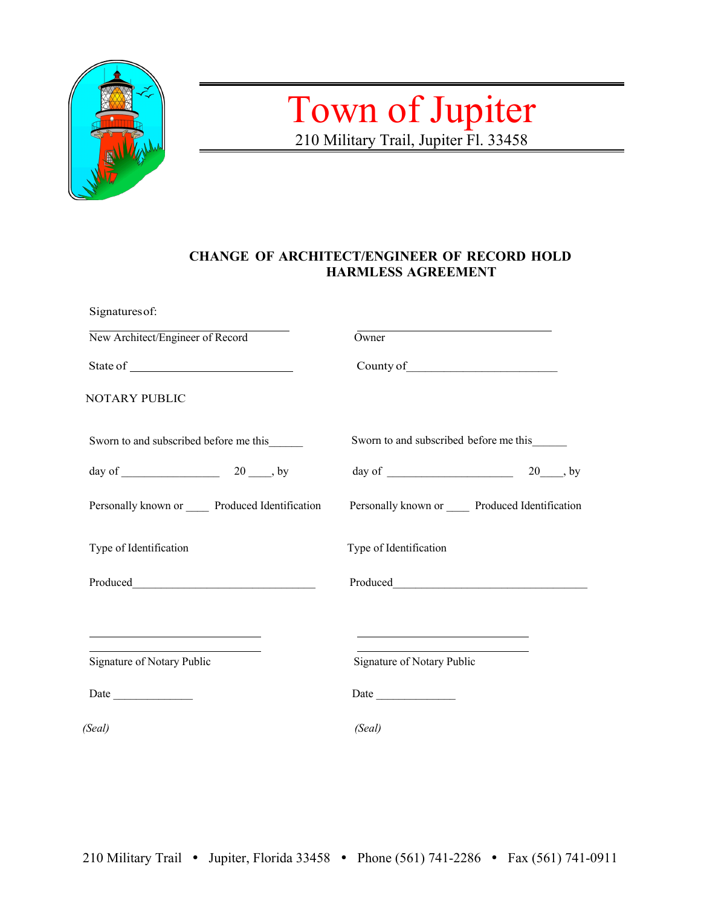# Town of Jupiter

210 Military Trail, Jupiter Fl. 33458

## CHANGE OF ARCHITECT/ENGINEER OF RECORD HOLD HARMLESS AGREEMENT

Signatures of:

______________________________ New Architect/Engineer of Record

State of ________________________

______________________________ Owner

County of ______________________

NOTARY PUBLIC

Sworn to and subscribed before me this______

day of ________________ 20 ____, by

Personally known or ____ Produced Identification

Type of Identification

Produced_______________________________

______________________________

______________________________

Signature of Notary Public

Date ______________

*(Seal)*

Sworn to and subscribed before me this______

day of ____________________ 20____, by

Personally known or ____ Produced Identification

Type of Identification

Produced_______________________________

______________________________

______________________________

Signature of Notary Public

Date ______________

*(Seal)*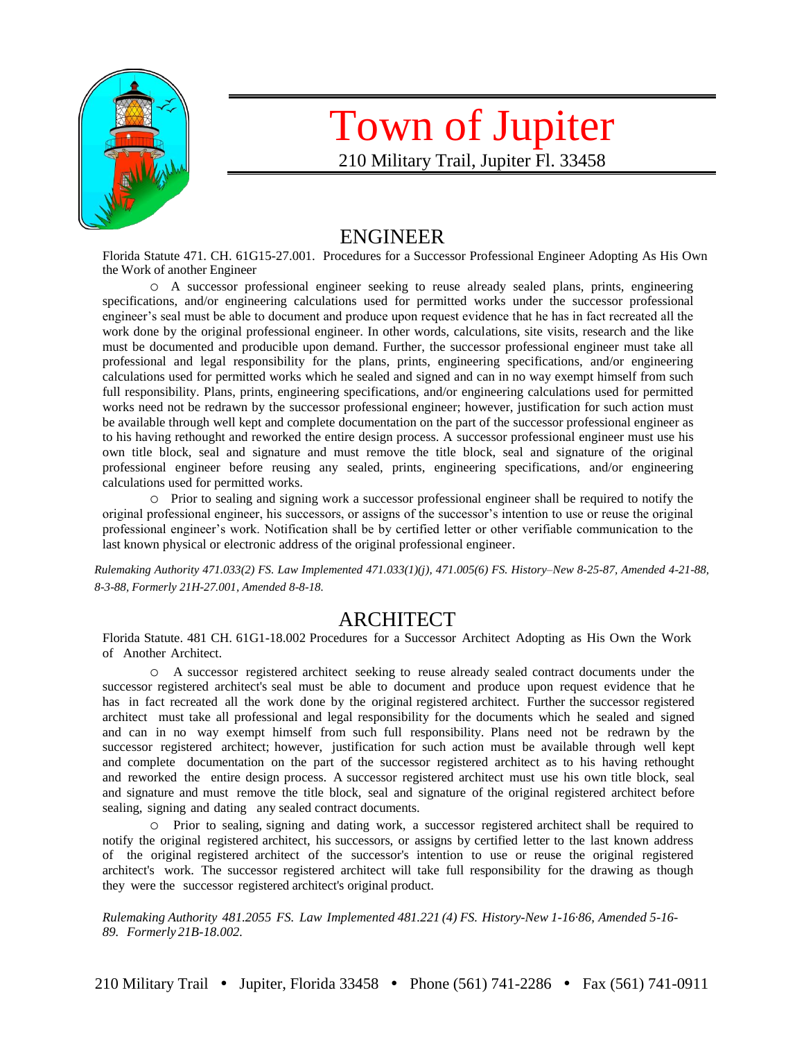# Town of Jupiter

210 Military Trail, Jupiter Fl. 33458

## ENGINEER

Florida Statute 471. CH. 61G15-27.001. Procedures for a Successor Professional Engineer Adopting As His Own the Work of another Engineer

- A successor professional engineer seeking to reuse already sealed plans, prints, engineering specifications, and/or engineering calculations used for permitted works under the successor professional engineer's seal must be able to document and produce upon request evidence that he has in fact recreated all the work done by the original professional engineer. In other words, calculations, site visits, research and the like must be documented and producible upon demand. Further, the successor professional engineer must take all professional and legal responsibility for the plans, prints, engineering specifications, and/or engineering calculations used for permitted works which he sealed and signed and can in no way exempt himself from such full responsibility. Plans, prints, engineering specifications, and/or engineering calculations used for permitted works need not be redrawn by the successor professional engineer; however, justification for such action must be available through well kept and complete documentation on the part of the successor professional engineer as to his having rethought and reworked the entire design process. A successor professional engineer must use his own title block, seal and signature and must remove the title block, seal and signature of the original professional engineer before reusing any sealed, prints, engineering specifications, and/or engineering calculations used for permitted works.
- Prior to sealing and signing work a successor professional engineer shall be required to notify the original professional engineer, his successors, or assigns of the successor's intention to use or reuse the original professional engineer's work. Notification shall be by certified letter or other verifiable communication to the last known physical or electronic address of the original professional engineer.

*Rulemaking Authority 471.033(2) FS. Law Implemented 471.033(1)(j), 471.005(6) FS. History–New 8-25-87, Amended 4-21-88, 8-3-88, Formerly 21H-27.001, Amended 8-8-18.*

## ARCHITECT

Florida Statute. 481 CH. 61G1-18.002 Procedures for a Successor Architect Adopting as His Own the Work of Another Architect.

- A successor registered architect seeking to reuse already sealed contract documents under the successor registered architect's seal must be able to document and produce upon request evidence that he has in fact recreated all the work done by the original registered architect. Further the successor registered architect must take all professional and legal responsibility for the documents which he sealed and signed and can in no way exempt himself from such full responsibility. Plans need not be redrawn by the successor registered architect; however, justification for such action must be available through well kept and complete documentation on the part of the successor registered architect as to his having rethought and reworked the entire design process. A successor registered architect must use his own title block, seal and signature and must remove the title block, seal and signature of the original registered architect before sealing, signing and dating any sealed contract documents.
- Prior to sealing, signing and dating work, a successor registered architect shall be required to notify the original registered architect, his successors, or assigns by certified letter to the last known address of the original registered architect of the successor's intention to use or reuse the original registered architect's work. The successor registered architect will take full responsibility for the drawing as though they were the successor registered architect's original product.

*Rulemaking Authority 481.2055 FS. Law Implemented 481.221 (4) FS. History-New 1-16·86, Amended 5-16-89. Formerly 21B-18.002.*

210 Military Trail • Jupiter, Florida 33458 • Phone (561) 741-2286 • Fax (561) 741-0911